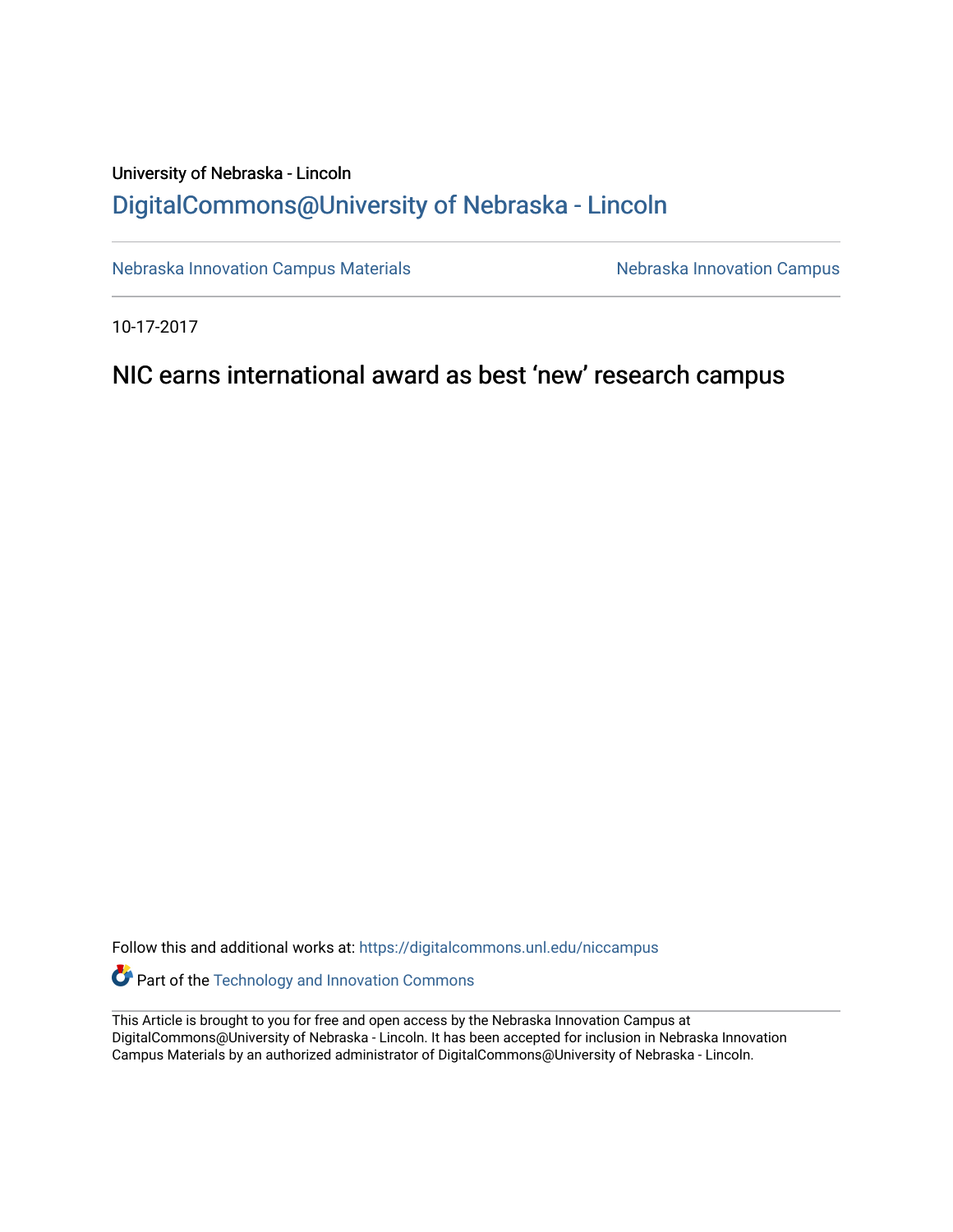University of Nebraska - Lincoln

DigitalCommons@University of Nebraska - Lincoln

Nebraska Innovation Campus Materials | Nebraska Innovation Campus

10-17-2017

# NIC earns international award as best 'new' research campus

Follow this and additional works at: https://digitalcommons.unl.edu/niccampus

Part of the Technology and Innovation Commons

This Article is brought to you for free and open access by the Nebraska Innovation Campus at DigitalCommons@University of Nebraska - Lincoln. It has been accepted for inclusion in Nebraska Innovation Campus Materials by an authorized administrator of DigitalCommons@University of Nebraska - Lincoln.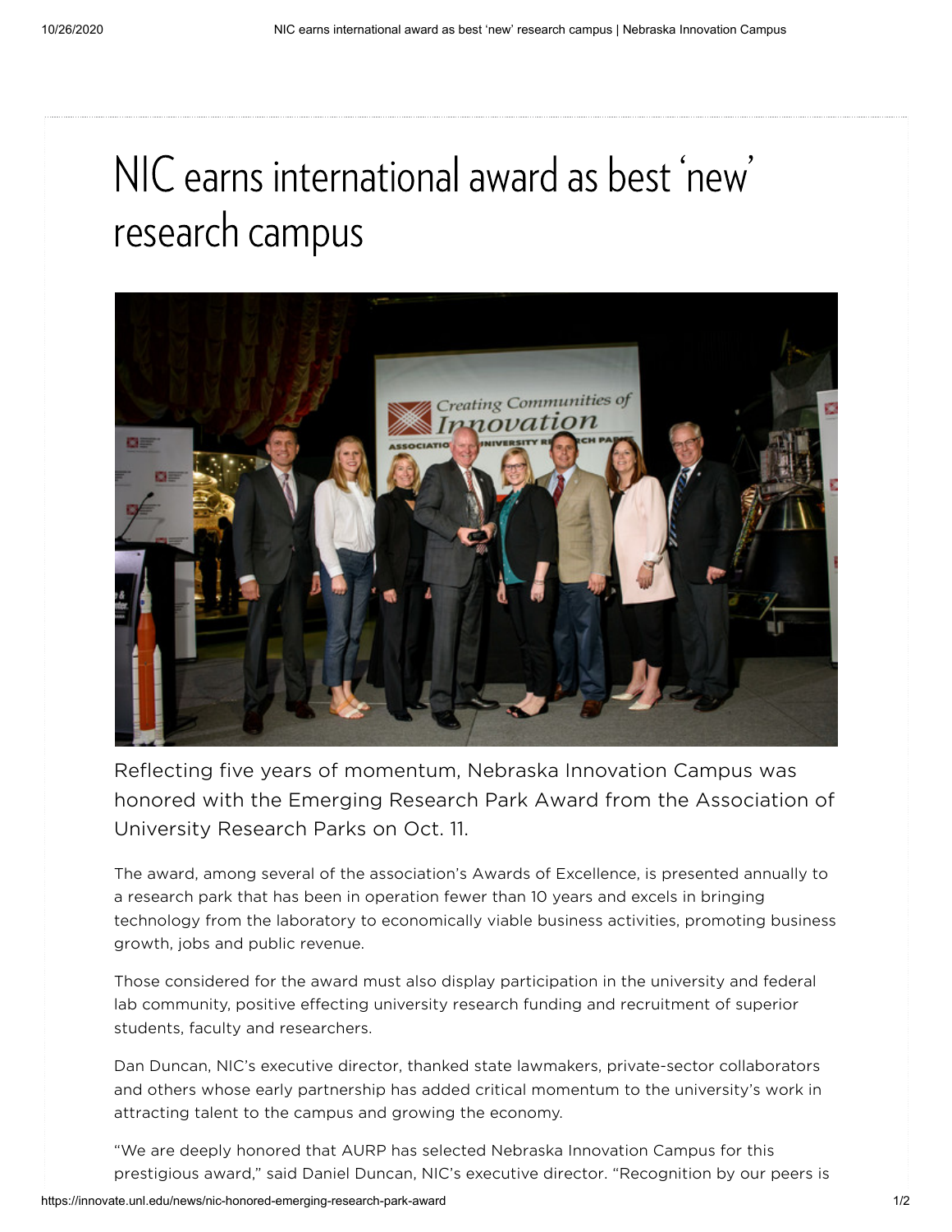# NIC earns international award as best 'new' research campus

Reflecting five years of momentum, Nebraska Innovation Campus was honored with the Emerging Research Park Award from the Association of University Research Parks on Oct. 11.

The award, among several of the association's Awards of Excellence, is presented annually to a research park that has been in operation fewer than 10 years and excels in bringing technology from the laboratory to economically viable business activities, promoting business growth, jobs and public revenue.

Those considered for the award must also display participation in the university and federal lab community, positive effecting university research funding and recruitment of superior students, faculty and researchers.

Dan Duncan, NIC's executive director, thanked state lawmakers, private-sector collaborators and others whose early partnership has added critical momentum to the university's work in attracting talent to the campus and growing the economy.

"We are deeply honored that AURP has selected Nebraska Innovation Campus for this prestigious award," said Daniel Duncan, NIC's executive director. "Recognition by our peers is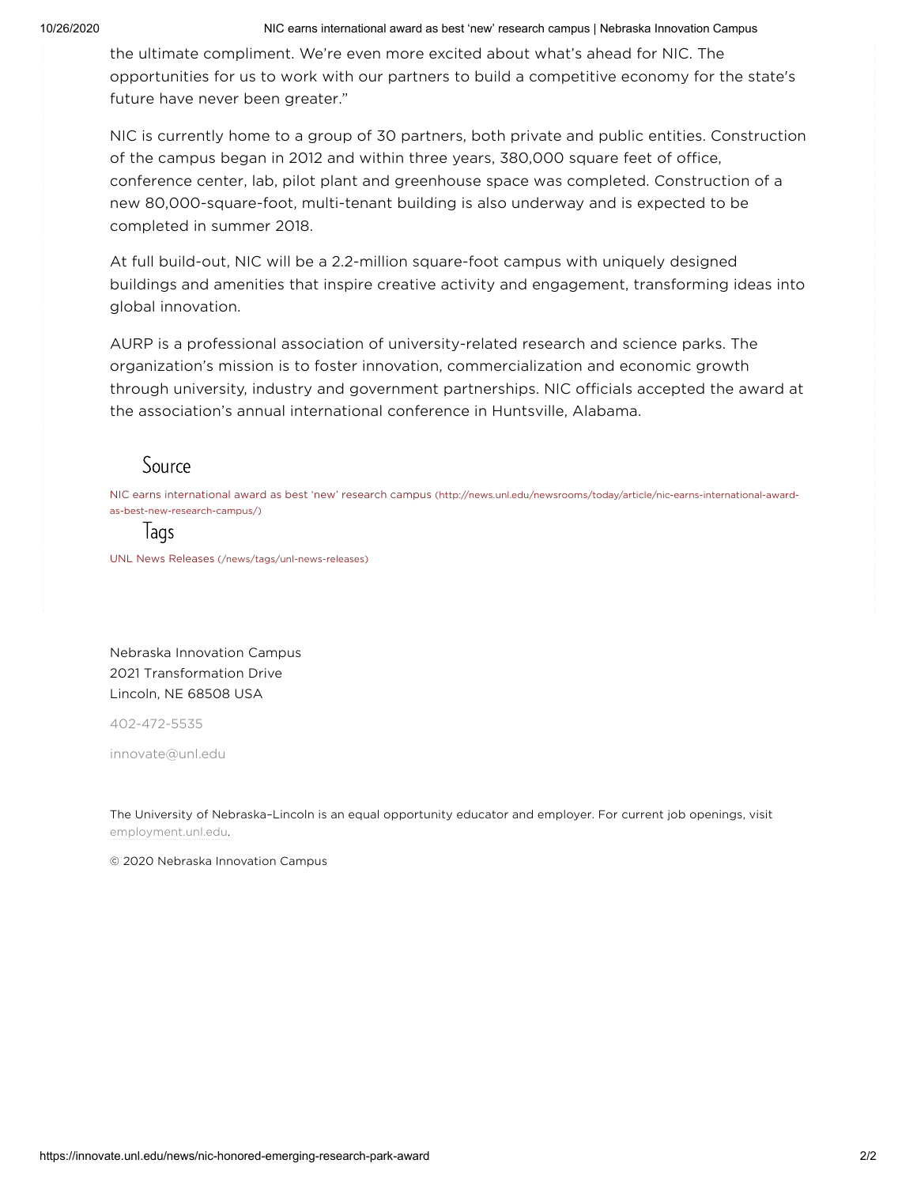the ultimate compliment. We're even more excited about what's ahead for NIC. The opportunities for us to work with our partners to build a competitive economy for the state's future have never been greater."

NIC is currently home to a group of 30 partners, both private and public entities. Construction of the campus began in 2012 and within three years, 380,000 square feet of office, conference center, lab, pilot plant and greenhouse space was completed. Construction of a new 80,000-square-foot, multi-tenant building is also underway and is expected to be completed in summer 2018.

At full build-out, NIC will be a 2.2-million square-foot campus with uniquely designed buildings and amenities that inspire creative activity and engagement, transforming ideas into global innovation.

AURP is a professional association of university-related research and science parks. The organization's mission is to foster innovation, commercialization and economic growth through university, industry and government partnerships. NIC officials accepted the award at the association's annual international conference in Huntsville, Alabama.

## Source

NIC earns international award as best 'new' research campus (http://news.unl.edu/newsrooms/today/article/nic-earns-international-award-as-best-new-research-campus/)

## Tags

UNL News Releases (/news/tags/unl-news-releases)

Nebraska Innovation Campus
2021 Transformation Drive
Lincoln, NE 68508 USA

402-472-5535

innovate@unl.edu

The University of Nebraska–Lincoln is an equal opportunity educator and employer. For current job openings, visit employment.unl.edu.

© 2020 Nebraska Innovation Campus